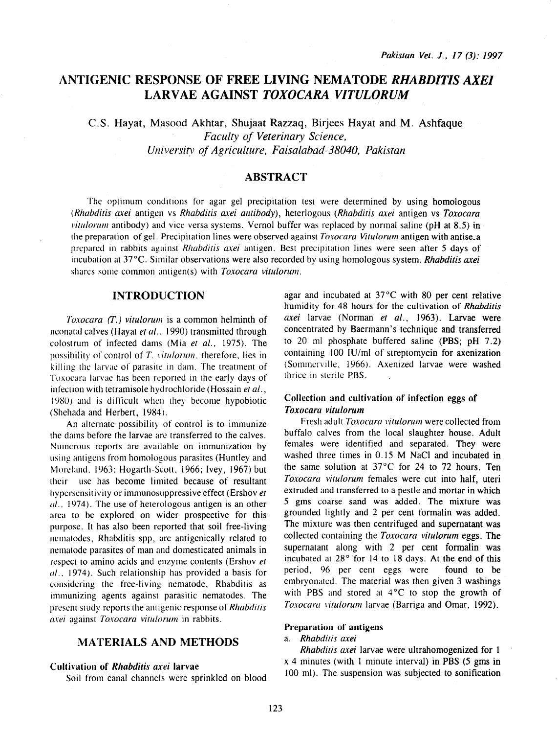# ANTIGENIC RESPONSE OF FREE LIVING NEMATODE *RHABDITIS AXEI* LARVAE AGAINST *TOXOCARA VITULORUM*

C.S. Hayat, Masood Akhtar, Shujaat Razzaq, Birjees Hayat and M. Ashfaque

*Faculty of Veterinary Science,*
*University of Agriculture, Faisalabad-38040, Pakistan*

## ABSTRACT

The optimum conditions for agar gel precipitation test were determined by using homologous (*Rhabditis axei* antigen vs *Rhabditis axei antibody*), heterlogous (*Rhabditis axei* antigen vs *Toxocara vitulorum* antibody) and vice versa systems. Vernol buffer was replaced by normal saline (pH at 8.5) in the preparation of gel. Precipitation lines were observed against *Toxocara Vitulorum* antigen with antise.a prepared in rabbits against *Rhabditis axei* antigen. Best precipitation lines were seen after 5 days of incubation at 37°C. Similar observations were also recorded by using homologous system. ***Rhabditis axei*** shares some common antigen(s) with *Toxocara vitulorum*.

## INTRODUCTION

*Toxocara (T.) vitulorum* is a common helminth of neonatal calves (Hayat *et al.*, 1990) transmitted through colostrum of infected dams (Mia *et al.*, 1975). The possibility of control of *T. vitulorum*, therefore, lies in killing the larvae of parasite in dam. The treatment of Toxocara larvae has been reported in the early days of infection with tetramisole hydrochloride (Hossain *et al.*, 1980) and is difficult when they become hypobiotic (Shehada and Herbert, 1984).

An alternate possibility of control is to immunize the dams before the larvae are transferred to the calves. Numerous reports are available on immunization by using antigens from homologous parasites (Huntley and Moreland, 1963; Hogarth-Scott, 1966; Ivey, 1967) but their use has become limited because of resultant hypersensitivity or immunosuppressive effect (Ershov *et al.*, 1974). The use of heterologous antigen is an other area to be explored on wider prospective for this purpose. It has also been reported that soil free-living nematodes, Rhabditis spp, are antigenically related to nematode parasites of man and domesticated animals in respect to amino acids and enzyme contents (Ershov *et al.*, 1974). Such relationship has provided a basis for considering the free-living nematode, Rhabditis as immunizing agents against parasitic nematodes. The present study reports the antigenic response of *Rhabditis axei* against *Toxocara vitulorum* in rabbits.

## MATERIALS AND METHODS

### Cultivation of *Rhabditis axei* larvae

Soil from canal channels were sprinkled on blood agar and incubated at 37°C with 80 per cent relative humidity for 48 hours for the cultivation of *Rhabditis axei* larvae (Norman *et al.*, 1963). Larvae were concentrated by Baermann's technique and transferred to 20 ml phosphate buffered saline (PBS; pH 7.2) containing 100 IU/ml of streptomycin for axenization (Sommerville, 1966). Axenized larvae were washed thrice in sterile PBS.

### Collection and cultivation of infection eggs of *Toxocara vitulorum*

Fresh adult *Toxocara vitulorum* were collected from buffalo calves from the local slaughter house. Adult females were identified and separated. They were washed three times in 0.15 M NaCl and incubated in the same solution at 37°C for 24 to 72 hours. Ten *Toxocara vitulorum* females were cut into half, uteri extruded and transferred to a pestle and mortar in which 5 gms coarse sand was added. The mixture was grounded lightly and 2 per cent formalin was added. The mixture was then centrifuged and supernatant was collected containing the *Toxocara vitulorum* eggs. The supernatant along with 2 per cent formalin was incubated at 28° for 14 to 18 days. At the end of this period, 96 per cent eggs were found to be embryonated. The material was then given 3 washings with PBS and stored at 4°C to stop the growth of *Toxocara vitulorum* larvae (Barriga and Omar, 1992).

### Preparation of antigens

a. *Rhabditis axei*

*Rhabditis axei* larvae were ultrahomogenized for 1 x 4 minutes (with 1 minute interval) in PBS (5 gms in 100 ml). The suspension was subjected to sonification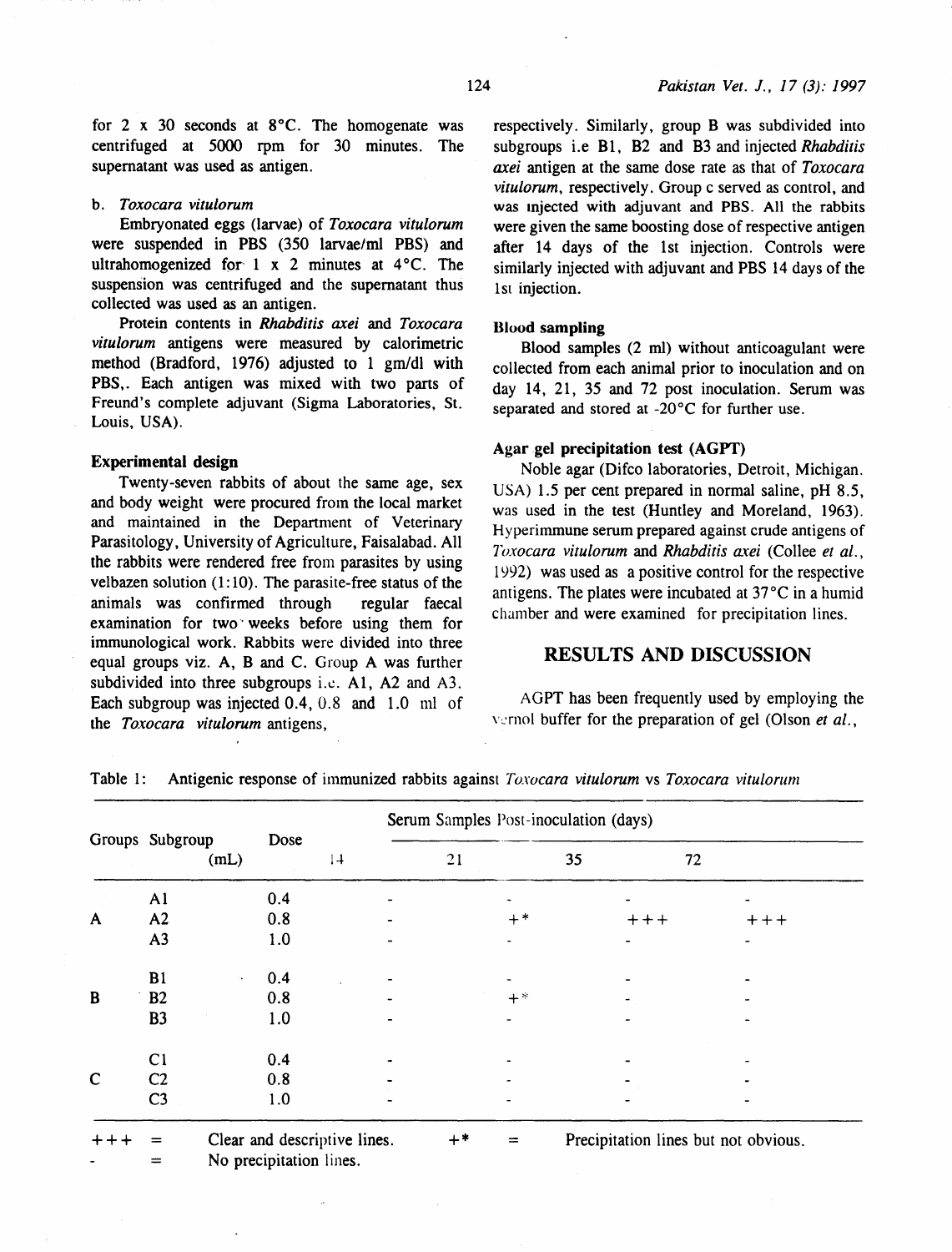for 2 x 30 seconds at 8°C. The homogenate was centrifuged at 5000 rpm for 30 minutes. The supernatant was used as antigen.

b. *Toxocara vitulorum*

Embryonated eggs (larvae) of *Toxocara vitulorum* were suspended in PBS (350 larvae/ml PBS) and ultrahomogenized for 1 x 2 minutes at 4°C. The suspension was centrifuged and the supernatant thus collected was used as an antigen.

Protein contents in *Rhabditis axei* and *Toxocara vitulorum* antigens were measured by calorimetric method (Bradford, 1976) adjusted to 1 gm/dl with PBS,. Each antigen was mixed with two parts of Freund's complete adjuvant (Sigma Laboratories, St. Louis, USA).

### Experimental design

Twenty-seven rabbits of about the same age, sex and body weight were procured from the local market and maintained in the Department of Veterinary Parasitology, University of Agriculture, Faisalabad. All the rabbits were rendered free from parasites by using velbazen solution (1:10). The parasite-free status of the animals was confirmed through regular faecal examination for two weeks before using them for immunological work. Rabbits were divided into three equal groups viz. A, B and C. Group A was further subdivided into three subgroups i.e. A1, A2 and A3. Each subgroup was injected 0.4, 0.8 and 1.0 ml of the *Toxocara vitulorum* antigens, respectively. Similarly, group B was subdivided into subgroups i.e B1, B2 and B3 and injected *Rhabditis axei* antigen at the same dose rate as that of *Toxocara vitulorum*, respectively. Group c served as control, and was injected with adjuvant and PBS. All the rabbits were given the same boosting dose of respective antigen after 14 days of the 1st injection. Controls were similarly injected with adjuvant and PBS 14 days of the 1st injection.

### Blood sampling

Blood samples (2 ml) without anticoagulant were collected from each animal prior to inoculation and on day 14, 21, 35 and 72 post inoculation. Serum was separated and stored at -20°C for further use.

### Agar gel precipitation test (AGPT)

Noble agar (Difco laboratories, Detroit, Michigan. USA) 1.5 per cent prepared in normal saline, pH 8.5, was used in the test (Huntley and Moreland, 1963). Hyperimmune serum prepared against crude antigens of *Toxocara vitulorum* and *Rhabditis axei* (Collee *et al.*, 1992) was used as a positive control for the respective antigens. The plates were incubated at 37°C in a humid chamber and were examined for precipitation lines.

## RESULTS AND DISCUSSION

AGPT has been frequently used by employing the vernol buffer for the preparation of gel (Olson *et al.*,

Table 1: Antigenic response of immunized rabbits against *Toxocara vitulorum* vs *Toxocara vitulorum*

| Groups | Subgroup | Dose (mL) | Serum Samples Post-inoculation (days) | | | |
|---|---|---|---|---|---|---|
| | | | 14 | 21 | 35 | 72 |
| A | A1 | 0.4 | - | - | - | - |
| | A2 | 0.8 | - | +* | +++ | +++ |
| | A3 | 1.0 | - | - | - | - |
| B | B1 | 0.4 | - | - | - | - |
| | B2 | 0.8 | - | +* | - | - |
| | B3 | 1.0 | - | - | - | - |
| C | C1 | 0.4 | - | - | - | - |
| | C2 | 0.8 | - | - | - | - |
| | C3 | 1.0 | - | - | - | - |

+++ = Clear and descriptive lines. +* = Precipitation lines but not obvious.
\- = No precipitation lines.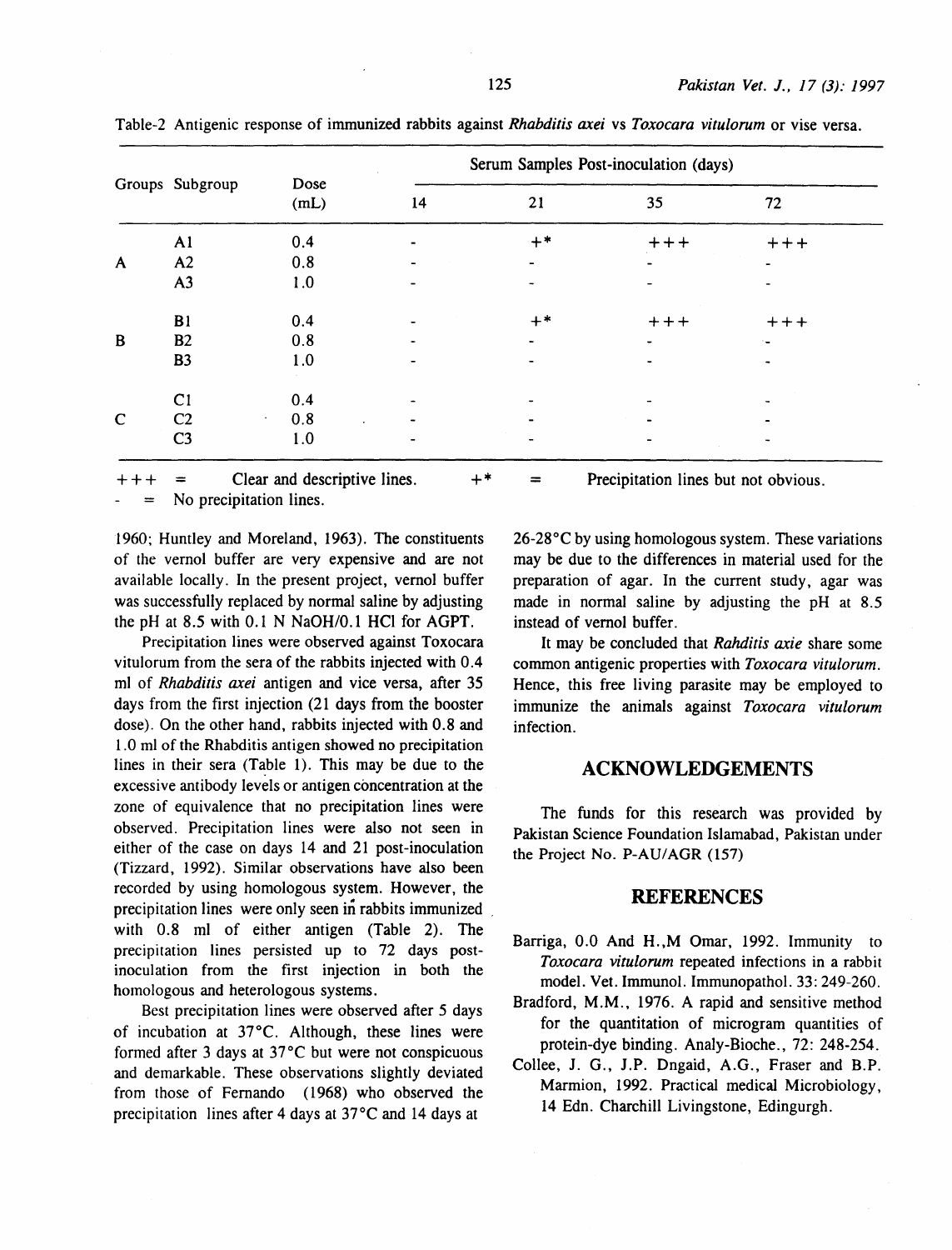Table-2 Antigenic response of immunized rabbits against *Rhabditis axei* vs *Toxocara vitulorum* or vise versa.

| Groups | Subgroup | Dose (mL) | Serum Samples Post-inoculation (days) | | | |
|---|---|---|---|---|---|---|
| | | | 14 | 21 | 35 | 72 |
| A | A1 | 0.4 | - | +* | +++ | +++ |
| | A2 | 0.8 | - | - | - | - |
| | A3 | 1.0 | - | - | - | - |
| B | B1 | 0.4 | - | +* | +++ | +++ |
| | B2 | 0.8 | - | - | - | - |
| | B3 | 1.0 | - | - | - | - |
| C | C1 | 0.4 | - | - | - | - |
| | C2 | 0.8 | - | - | - | - |
| | C3 | 1.0 | - | - | - | - |

+++ = Clear and descriptive lines. +* = Precipitation lines but not obvious.
- = No precipitation lines.

1960; Huntley and Moreland, 1963). The constituents of the vernol buffer are very expensive and are not available locally. In the present project, vernol buffer was successfully replaced by normal saline by adjusting the pH at 8.5 with 0.1 N NaOH/0.1 HCl for AGPT.

Precipitation lines were observed against Toxocara vitulorum from the sera of the rabbits injected with 0.4 ml of *Rhabditis axei* antigen and vice versa, after 35 days from the first injection (21 days from the booster dose). On the other hand, rabbits injected with 0.8 and 1.0 ml of the Rhabditis antigen showed no precipitation lines in their sera (Table 1). This may be due to the excessive antibody levels or antigen concentration at the zone of equivalence that no precipitation lines were observed. Precipitation lines were also not seen in either of the case on days 14 and 21 post-inoculation (Tizzard, 1992). Similar observations have also been recorded by using homologous system. However, the precipitation lines were only seen in rabbits immunized with 0.8 ml of either antigen (Table 2). The precipitation lines persisted up to 72 days post-inoculation from the first injection in both the homologous and heterologous systems.

Best precipitation lines were observed after 5 days of incubation at 37°C. Although, these lines were formed after 3 days at 37°C but were not conspicuous and demarkable. These observations slightly deviated from those of Fernando (1968) who observed the precipitation lines after 4 days at 37°C and 14 days at 26-28°C by using homologous system. These variations may be due to the differences in material used for the preparation of agar. In the current study, agar was made in normal saline by adjusting the pH at 8.5 instead of vernol buffer.

It may be concluded that *Rahditis axie* share some common antigenic properties with *Toxocara vitulorum*. Hence, this free living parasite may be employed to immunize the animals against *Toxocara vitulorum* infection.

## ACKNOWLEDGEMENTS

The funds for this research was provided by Pakistan Science Foundation Islamabad, Pakistan under the Project No. P-AU/AGR (157)

## REFERENCES

Barriga, O.O And H.,M Omar, 1992. Immunity to *Toxocara vitulorum* repeated infections in a rabbit model. Vet. Immunol. Immunopathol. 33: 249-260.

Bradford, M.M., 1976. A rapid and sensitive method for the quantitation of microgram quantities of protein-dye binding. Analy-Bioche., 72: 248-254.

Collee, J. G., J.P. Dngaid, A.G., Fraser and B.P. Marmion, 1992. Practical medical Microbiology, 14 Edn. Charchill Livingstone, Edingurgh.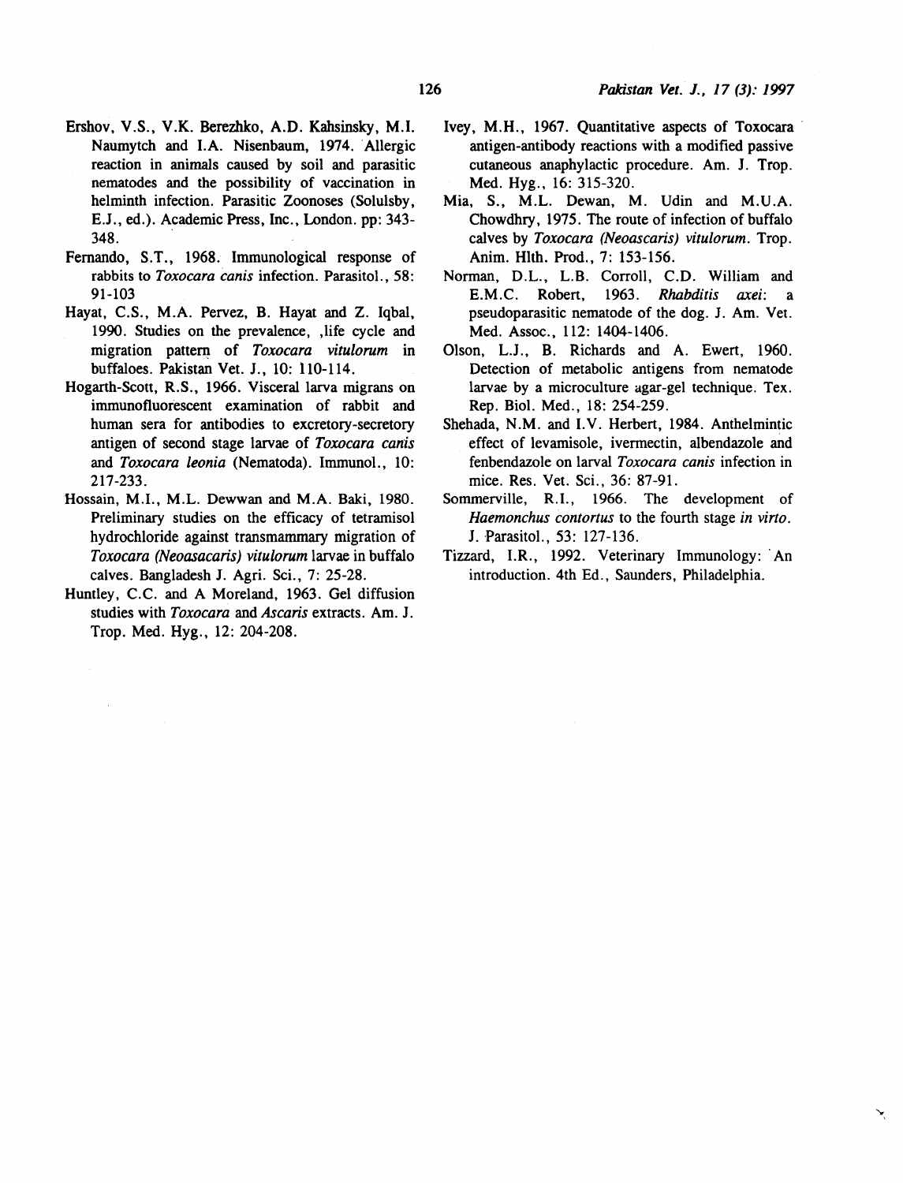Ershov, V.S., V.K. Berezhko, A.D. Kahsinsky, M.I. Naumytch and I.A. Nisenbaum, 1974. Allergic reaction in animals caused by soil and parasitic nematodes and the possibility of vaccination in helminth infection. Parasitic Zoonoses (Solulsby, E.J., ed.). Academic Press, Inc., London. pp: 343-348.

Fernando, S.T., 1968. Immunological response of rabbits to *Toxocara canis* infection. Parasitol., 58: 91-103

Hayat, C.S., M.A. Pervez, B. Hayat and Z. Iqbal, 1990. Studies on the prevalence, ,life cycle and migration pattern of *Toxocara vitulorum* in buffaloes. Pakistan Vet. J., 10: 110-114.

Hogarth-Scott, R.S., 1966. Visceral larva migrans on immunofluorescent examination of rabbit and human sera for antibodies to excretory-secretory antigen of second stage larvae of *Toxocara canis* and *Toxocara leonia* (Nematoda). Immunol., 10: 217-233.

Hossain, M.I., M.L. Dewwan and M.A. Baki, 1980. Preliminary studies on the efficacy of tetramisol hydrochloride against transmammary migration of *Toxocara (Neoasacaris) vitulorum* larvae in buffalo calves. Bangladesh J. Agri. Sci., 7: 25-28.

Huntley, C.C. and A Moreland, 1963. Gel diffusion studies with *Toxocara* and *Ascaris* extracts. Am. J. Trop. Med. Hyg., 12: 204-208.

Ivey, M.H., 1967. Quantitative aspects of Toxocara antigen-antibody reactions with a modified passive cutaneous anaphylactic procedure. Am. J. Trop. Med. Hyg., 16: 315-320.

Mia, S., M.L. Dewan, M. Udin and M.U.A. Chowdhry, 1975. The route of infection of buffalo calves by *Toxocara (Neoascaris) vitulorum*. Trop. Anim. Hlth. Prod., 7: 153-156.

Norman, D.L., L.B. Corroll, C.D. William and E.M.C. Robert, 1963. *Rhabditis axei*: a pseudoparasitic nematode of the dog. J. Am. Vet. Med. Assoc., 112: 1404-1406.

Olson, L.J., B. Richards and A. Ewert, 1960. Detection of metabolic antigens from nematode larvae by a microculture agar-gel technique. Tex. Rep. Biol. Med., 18: 254-259.

Shehada, N.M. and I.V. Herbert, 1984. Anthelmintic effect of levamisole, ivermectin, albendazole and fenbendazole on larval *Toxocara canis* infection in mice. Res. Vet. Sci., 36: 87-91.

Sommerville, R.I., 1966. The development of *Haemonchus contortus* to the fourth stage *in virto*. J. Parasitol., 53: 127-136.

Tizzard, I.R., 1992. Veterinary Immunology: An introduction. 4th Ed., Saunders, Philadelphia.